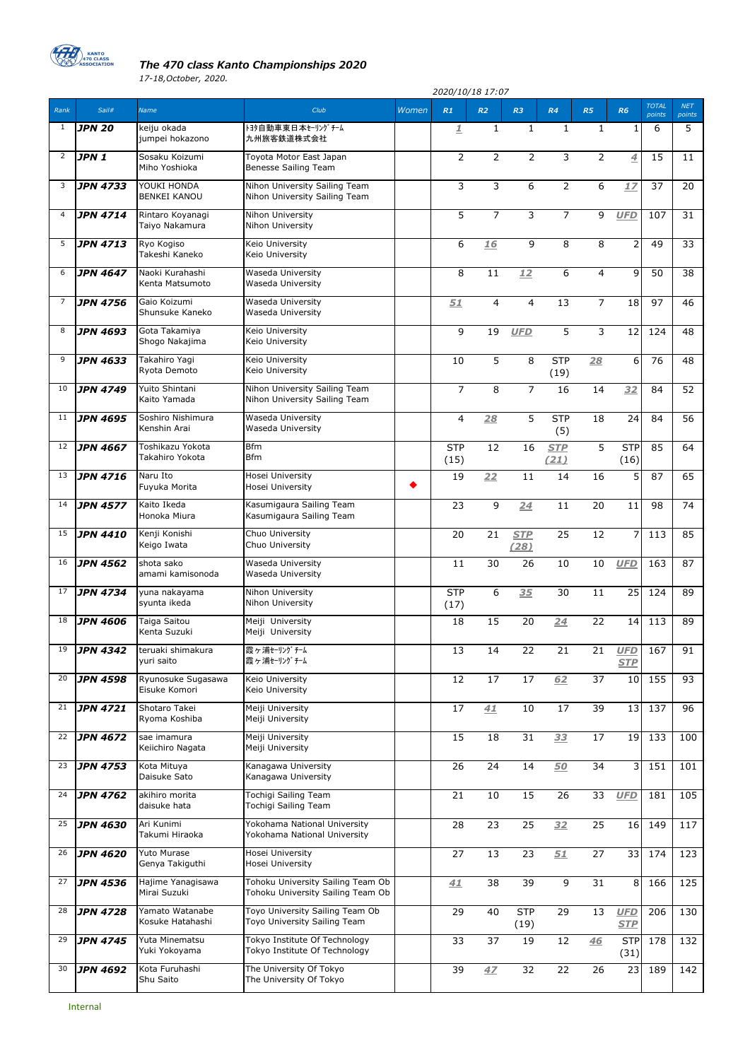KANTO 470 CLASS ASSOCIATION

***The 470 class Kanto Championships 2020***

*17-18,October, 2020.*

*2020/10/18 17:07*

| Rank | Sail# | Name | Club | Women | R1 | R2 | R3 | R4 | R5 | R6 | TOTAL points | NET points |
|---|---|---|---|---|---|---|---|---|---|---|---|---|
| 1 | **JPN 20** | keiju okada<br>jumpei hokazono | トヨタ自動車東日本セーリングチーム<br>九州旅客鉄道株式会社 | | *1* | 1 | 1 | 1 | 1 | 1 | 6 | 5 |
| 2 | **JPN 1** | Sosaku Koizumi<br>Miho Yoshioka | Toyota Motor East Japan<br>Benesse Sailing Team | | 2 | 2 | 2 | 3 | 2 | *4* | 15 | 11 |
| 3 | **JPN 4733** | YOUKI HONDA<br>BENKEI KANOU | Nihon University Sailing Team<br>Nihon University Sailing Team | | 3 | 3 | 6 | 2 | 6 | *17* | 37 | 20 |
| 4 | **JPN 4714** | Rintaro Koyanagi<br>Taiyo Nakamura | Nihon University<br>Nihon University | | 5 | 7 | 3 | 7 | 9 | *UFD* | 107 | 31 |
| 5 | **JPN 4713** | Ryo Kogiso<br>Takeshi Kaneko | Keio University<br>Keio University | | 6 | *16* | 9 | 8 | 8 | 2 | 49 | 33 |
| 6 | **JPN 4647** | Naoki Kurahashi<br>Kenta Matsumoto | Waseda University<br>Waseda University | | 8 | 11 | *12* | 6 | 4 | 9 | 50 | 38 |
| 7 | **JPN 4756** | Gaio Koizumi<br>Shunsuke Kaneko | Waseda University<br>Waseda University | | *51* | 4 | 4 | 13 | 7 | 18 | 97 | 46 |
| 8 | **JPN 4693** | Gota Takamiya<br>Shogo Nakajima | Keio University<br>Keio University | | 9 | 19 | *UFD* | 5 | 3 | 12 | 124 | 48 |
| 9 | **JPN 4633** | Takahiro Yagi<br>Ryota Demoto | Keio University<br>Keio University | | 10 | 5 | 8 | STP (19) | *28* | 6 | 76 | 48 |
| 10 | **JPN 4749** | Yuito Shintani<br>Kaito Yamada | Nihon University Sailing Team<br>Nihon University Sailing Team | | 7 | 8 | 7 | 16 | 14 | *32* | 84 | 52 |
| 11 | **JPN 4695** | Soshiro Nishimura<br>Kenshin Arai | Waseda University<br>Waseda University | | 4 | *28* | 5 | STP (5) | 18 | 24 | 84 | 56 |
| 12 | **JPN 4667** | Toshikazu Yokota<br>Takahiro Yokota | Bfm<br>Bfm | | STP (15) | 12 | 16 | *STP (21)* | 5 | STP (16) | 85 | 64 |
| 13 | **JPN 4716** | Naru Ito<br>Fuyuka Morita | Hosei University<br>Hosei University | ◆ | 19 | *22* | 11 | 14 | 16 | 5 | 87 | 65 |
| 14 | **JPN 4577** | Kaito Ikeda<br>Honoka Miura | Kasumigaura Sailing Team<br>Kasumigaura Sailing Team | | 23 | 9 | *24* | 11 | 20 | 11 | 98 | 74 |
| 15 | **JPN 4410** | Kenji Konishi<br>Keigo Iwata | Chuo University<br>Chuo University | | 20 | 21 | *STP (28)* | 25 | 12 | 7 | 113 | 85 |
| 16 | **JPN 4562** | shota sako<br>amami kamisonoda | Waseda University<br>Waseda University | | 11 | 30 | 26 | 10 | 10 | *UFD* | 163 | 87 |
| 17 | **JPN 4734** | yuna nakayama<br>syunta ikeda | Nihon University<br>Nihon University | | STP (17) | 6 | *35* | 30 | 11 | 25 | 124 | 89 |
| 18 | **JPN 4606** | Taiga Saitou<br>Kenta Suzuki | Meiji University<br>Meiji University | | 18 | 15 | 20 | *24* | 22 | 14 | 113 | 89 |
| 19 | **JPN 4342** | teruaki shimakura<br>yuri saito | 霞ヶ浦セーリングチーム<br>霞ヶ浦セーリングチーム | | 13 | 14 | 22 | 21 | 21 | *UFD STP* | 167 | 91 |
| 20 | **JPN 4598** | Ryunosuke Sugasawa<br>Eisuke Komori | Keio University<br>Keio University | | 12 | 17 | 17 | *62* | 37 | 10 | 155 | 93 |
| 21 | **JPN 4721** | Shotaro Takei<br>Ryoma Koshiba | Meiji University<br>Meiji University | | 17 | *41* | 10 | 17 | 39 | 13 | 137 | 96 |
| 22 | **JPN 4672** | sae imamura<br>Keiichiro Nagata | Meiji University<br>Meiji University | | 15 | 18 | 31 | *33* | 17 | 19 | 133 | 100 |
| 23 | **JPN 4753** | Kota Mituya<br>Daisuke Sato | Kanagawa University<br>Kanagawa University | | 26 | 24 | 14 | *50* | 34 | 3 | 151 | 101 |
| 24 | **JPN 4762** | akihiro morita<br>daisuke hata | Tochigi Sailing Team<br>Tochigi Sailing Team | | 21 | 10 | 15 | 26 | 33 | *UFD* | 181 | 105 |
| 25 | **JPN 4630** | Ari Kunimi<br>Takumi Hiraoka | Yokohama National University<br>Yokohama National University | | 28 | 23 | 25 | *32* | 25 | 16 | 149 | 117 |
| 26 | **JPN 4620** | Yuto Murase<br>Genya Takiguthi | Hosei University<br>Hosei University | | 27 | 13 | 23 | *51* | 27 | 33 | 174 | 123 |
| 27 | **JPN 4536** | Hajime Yanagisawa<br>Mirai Suzuki | Tohoku University Sailing Team Ob<br>Tohoku University Sailing Team Ob | | *41* | 38 | 39 | 9 | 31 | 8 | 166 | 125 |
| 28 | **JPN 4728** | Yamato Watanabe<br>Kosuke Hatahashi | Toyo University Sailing Team Ob<br>Toyo University Sailing Team | | 29 | 40 | STP (19) | 29 | 13 | *UFD STP* | 206 | 130 |
| 29 | **JPN 4745** | Yuta Minematsu<br>Yuki Yokoyama | Tokyo Institute Of Technology<br>Tokyo Institute Of Technology | | 33 | 37 | 19 | 12 | *46* | STP (31) | 178 | 132 |
| 30 | **JPN 4692** | Kota Furuhashi<br>Shu Saito | The University Of Tokyo<br>The University Of Tokyo | | 39 | *47* | 32 | 22 | 26 | 23 | 189 | 142 |

Internal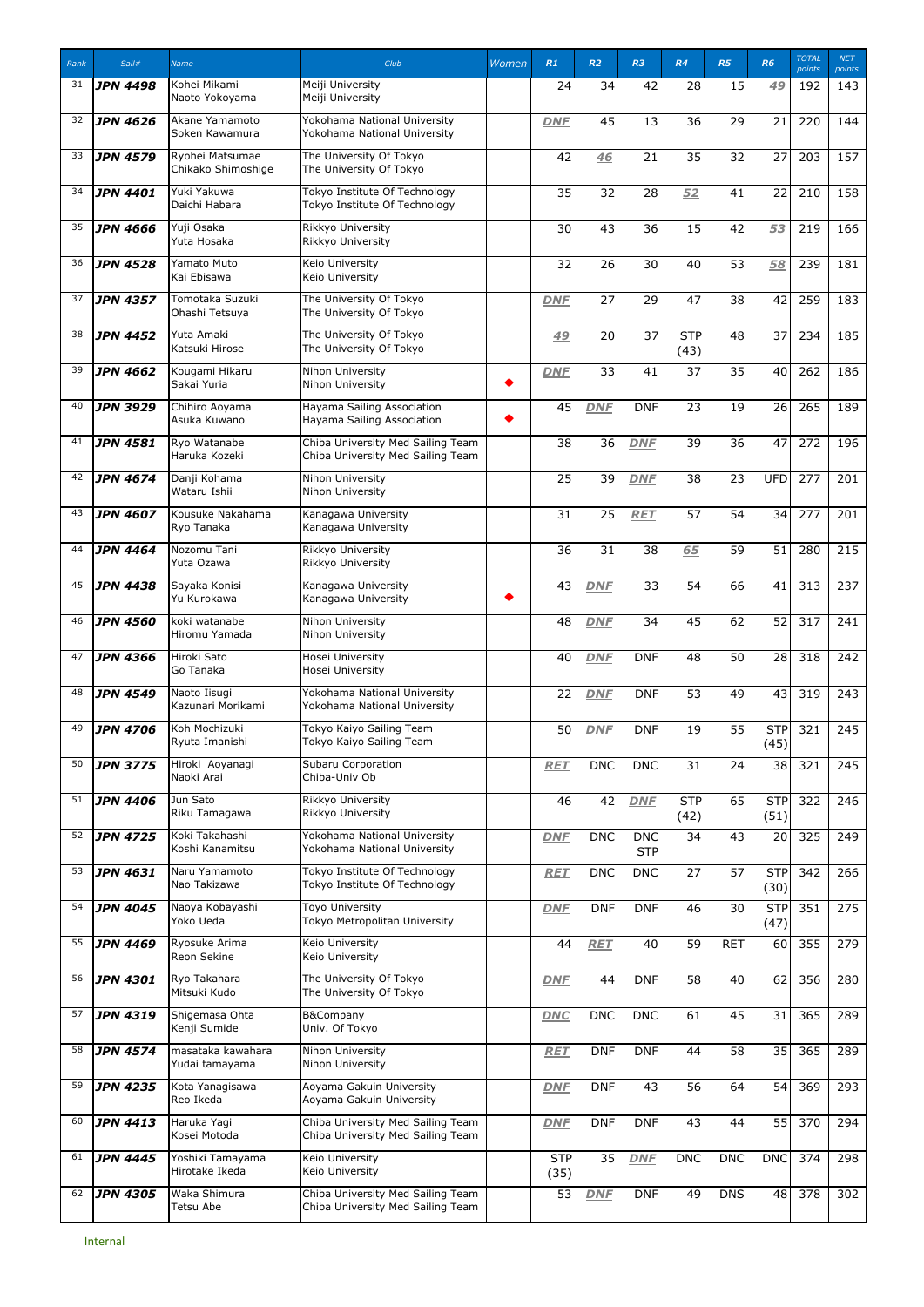| Rank | Sail# | Name | Club | Women | R1 | R2 | R3 | R4 | R5 | R6 | TOTAL points | NET points |
|---|---|---|---|---|---|---|---|---|---|---|---|---|
| 31 | ***JPN 4498*** | Kohei Mikami<br>Naoto Yokoyama | Meiji University<br>Meiji University | | 24 | 34 | 42 | 28 | 15 | ***49*** | 192 | 143 |
| 32 | ***JPN 4626*** | Akane Yamamoto<br>Soken Kawamura | Yokohama National University<br>Yokohama National University | | ***DNF*** | 45 | 13 | 36 | 29 | 21 | 220 | 144 |
| 33 | ***JPN 4579*** | Ryohei Matsumae<br>Chikako Shimoshige | The University Of Tokyo<br>The University Of Tokyo | | 42 | ***46*** | 21 | 35 | 32 | 27 | 203 | 157 |
| 34 | ***JPN 4401*** | Yuki Yakuwa<br>Daichi Habara | Tokyo Institute Of Technology<br>Tokyo Institute Of Technology | | 35 | 32 | 28 | ***52*** | 41 | 22 | 210 | 158 |
| 35 | ***JPN 4666*** | Yuji Osaka<br>Yuta Hosaka | Rikkyo University<br>Rikkyo University | | 30 | 43 | 36 | 15 | 42 | ***53*** | 219 | 166 |
| 36 | ***JPN 4528*** | Yamato Muto<br>Kai Ebisawa | Keio University<br>Keio University | | 32 | 26 | 30 | 40 | 53 | ***58*** | 239 | 181 |
| 37 | ***JPN 4357*** | Tomotaka Suzuki<br>Ohashi Tetsuya | The University Of Tokyo<br>The University Of Tokyo | | ***DNF*** | 27 | 29 | 47 | 38 | 42 | 259 | 183 |
| 38 | ***JPN 4452*** | Yuta Amaki<br>Katsuki Hirose | The University Of Tokyo<br>The University Of Tokyo | | ***49*** | 20 | 37 | STP (43) | 48 | 37 | 234 | 185 |
| 39 | ***JPN 4662*** | Kougami Hikaru<br>Sakai Yuria | Nihon University<br>Nihon University | ◆ | ***DNF*** | 33 | 41 | 37 | 35 | 40 | 262 | 186 |
| 40 | ***JPN 3929*** | Chihiro Aoyama<br>Asuka Kuwano | Hayama Sailing Association<br>Hayama Sailing Association | ◆ | 45 | ***DNF*** | DNF | 23 | 19 | 26 | 265 | 189 |
| 41 | ***JPN 4581*** | Ryo Watanabe<br>Haruka Kozeki | Chiba University Med Sailing Team<br>Chiba University Med Sailing Team | | 38 | 36 | ***DNF*** | 39 | 36 | 47 | 272 | 196 |
| 42 | ***JPN 4674*** | Danji Kohama<br>Wataru Ishii | Nihon University<br>Nihon University | | 25 | 39 | ***DNF*** | 38 | 23 | UFD | 277 | 201 |
| 43 | ***JPN 4607*** | Kousuke Nakahama<br>Ryo Tanaka | Kanagawa University<br>Kanagawa University | | 31 | 25 | ***RET*** | 57 | 54 | 34 | 277 | 201 |
| 44 | ***JPN 4464*** | Nozomu Tani<br>Yuta Ozawa | Rikkyo University<br>Rikkyo University | | 36 | 31 | 38 | ***65*** | 59 | 51 | 280 | 215 |
| 45 | ***JPN 4438*** | Sayaka Konisi<br>Yu Kurokawa | Kanagawa University<br>Kanagawa University | ◆ | 43 | ***DNF*** | 33 | 54 | 66 | 41 | 313 | 237 |
| 46 | ***JPN 4560*** | koki watanabe<br>Hiromu Yamada | Nihon University<br>Nihon University | | 48 | ***DNF*** | 34 | 45 | 62 | 52 | 317 | 241 |
| 47 | ***JPN 4366*** | Hiroki Sato<br>Go Tanaka | Hosei University<br>Hosei University | | 40 | ***DNF*** | DNF | 48 | 50 | 28 | 318 | 242 |
| 48 | ***JPN 4549*** | Naoto Isugi<br>Kazunari Morikami | Yokohama National University<br>Yokohama National University | | 22 | ***DNF*** | DNF | 53 | 49 | 43 | 319 | 243 |
| 49 | ***JPN 4706*** | Koh Mochizuki<br>Ryuta Imanishi | Tokyo Kaiyo Sailing Team<br>Tokyo Kaiyo Sailing Team | | 50 | ***DNF*** | DNF | 19 | 55 | STP (45) | 321 | 245 |
| 50 | ***JPN 3775*** | Hiroki Aoyanagi<br>Naoki Arai | Subaru Corporation<br>Chiba-Univ Ob | | ***RET*** | DNC | DNC | 31 | 24 | 38 | 321 | 245 |
| 51 | ***JPN 4406*** | Jun Sato<br>Riku Tamagawa | Rikkyo University<br>Rikkyo University | | 46 | 42 | ***DNF*** | STP (42) | 65 | STP (51) | 322 | 246 |
| 52 | ***JPN 4725*** | Koki Takahashi<br>Koshi Kanamitsu | Yokohama National University<br>Yokohama National University | | ***DNF*** | DNC | DNC STP | 34 | 43 | 20 | 325 | 249 |
| 53 | ***JPN 4631*** | Naru Yamamoto<br>Nao Takizawa | Tokyo Institute Of Technology<br>Tokyo Institute Of Technology | | ***RET*** | DNC | DNC | 27 | 57 | STP (30) | 342 | 266 |
| 54 | ***JPN 4045*** | Naoya Kobayashi<br>Yoko Ueda | Toyo University<br>Tokyo Metropolitan University | | ***DNF*** | DNF | DNF | 46 | 30 | STP (47) | 351 | 275 |
| 55 | ***JPN 4469*** | Ryosuke Arima<br>Reon Sekine | Keio University<br>Keio University | | 44 | ***RET*** | 40 | 59 | RET | 60 | 355 | 279 |
| 56 | ***JPN 4301*** | Ryo Takahara<br>Mitsuki Kudo | The University Of Tokyo<br>The University Of Tokyo | | ***DNF*** | 44 | DNF | 58 | 40 | 62 | 356 | 280 |
| 57 | ***JPN 4319*** | Shigemasa Ohta<br>Kenji Sumide | B&Company<br>Univ. Of Tokyo | | ***DNC*** | DNC | DNC | 61 | 45 | 31 | 365 | 289 |
| 58 | ***JPN 4574*** | masataka kawahara<br>Yudai tamayama | Nihon University<br>Nihon University | | ***RET*** | DNF | DNF | 44 | 58 | 35 | 365 | 289 |
| 59 | ***JPN 4235*** | Kota Yanagisawa<br>Reo Ikeda | Aoyama Gakuin University<br>Aoyama Gakuin University | | ***DNF*** | DNF | 43 | 56 | 64 | 54 | 369 | 293 |
| 60 | ***JPN 4413*** | Haruka Yagi<br>Kosei Motoda | Chiba University Med Sailing Team<br>Chiba University Med Sailing Team | | ***DNF*** | DNF | DNF | 43 | 44 | 55 | 370 | 294 |
| 61 | ***JPN 4445*** | Yoshiki Tamayama<br>Hirotake Ikeda | Keio University<br>Keio University | | STP (35) | 35 | ***DNF*** | DNC | DNC | DNC | 374 | 298 |
| 62 | ***JPN 4305*** | Waka Shimura<br>Tetsu Abe | Chiba University Med Sailing Team<br>Chiba University Med Sailing Team | | 53 | ***DNF*** | DNF | 49 | DNS | 48 | 378 | 302 |

Internal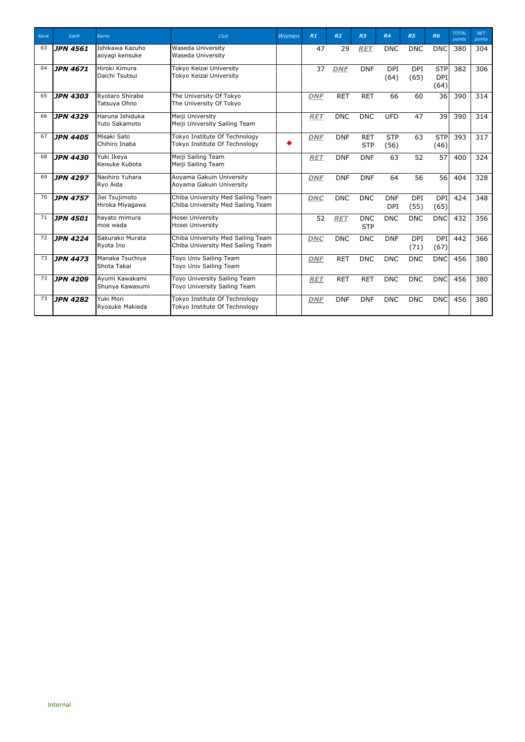| Rank | Sail# | Name | Club | Women | R1 | R2 | R3 | R4 | R5 | R6 | TOTAL points | NET points |
|---|---|---|---|---|---|---|---|---|---|---|---|---|
| 63 | **JPN 4561** | Ishikawa Kazuho<br>aoyagi kensuke | Waseda University<br>Waseda University | | 47 | 29 | RET | DNC | DNC | DNC | 380 | 304 |
| 64 | **JPN 4671** | Hiroki Kimura<br>Daichi Tsutsui | Tokyo Keizai University<br>Tokyo Keizai University | | 37 | DNF | DNF | DPI (64) | DPI (65) | STP DPI (64) | 382 | 306 |
| 65 | **JPN 4303** | Ryotaro Shirabe<br>Tatsuya Ohno | The University Of Tokyo<br>The University Of Tokyo | | DNF | RET | RET | 66 | 60 | 36 | 390 | 314 |
| 66 | **JPN 4329** | Haruna Ishiduka<br>Yuto Sakamoto | Meiji University<br>Meiji University Sailing Team | | RET | DNC | DNC | UFD | 47 | 39 | 390 | 314 |
| 67 | **JPN 4405** | Misaki Sato<br>Chihiro Inaba | Tokyo Institute Of Technology<br>Tokyo Institute Of Technology | ◆ | DNF | DNF | RET STP | STP (56) | 63 | STP (46) | 393 | 317 |
| 68 | **JPN 4430** | Yuki Ikeya<br>Keisuke Kubota | Meiji Sailing Team<br>Meiji Sailing Team | | RET | DNF | DNF | 63 | 52 | 57 | 400 | 324 |
| 69 | **JPN 4297** | Naohiro Yuhara<br>Ryo Aida | Aoyama Gakuin University<br>Aoyama Gakuin University | | DNF | DNF | DNF | 64 | 56 | 56 | 404 | 328 |
| 70 | **JPN 4757** | Jiei Tsujimoto<br>Hiroka Miyagawa | Chiba University Med Sailing Team<br>Chiba University Med Sailing Team | | DNC | DNC | DNC | DNF DPI | DPI (55) | DPI (65) | 424 | 348 |
| 71 | **JPN 4501** | hayato mimura<br>moe wada | Hosei University<br>Hosei University | | 52 | RET | DNC STP | DNC | DNC | DNC | 432 | 356 |
| 72 | **JPN 4224** | Sakurako Murata<br>Ryota Ino | Chiba University Med Sailing Team<br>Chiba University Med Sailing Team | | DNC | DNC | DNC | DNF | DPI (71) | DPI (67) | 442 | 366 |
| 73 | **JPN 4473** | Manaka Tsuchiya<br>Shota Takai | Toyo Univ Sailing Team<br>Toyo Univ Sailing Team | | DNF | RET | DNC | DNC | DNC | DNC | 456 | 380 |
| 73 | **JPN 4209** | Ayumi Kawakami<br>Shunya Kawasumi | Toyo University Sailing Team<br>Toyo University Sailing Team | | RET | RET | RET | DNC | DNC | DNC | 456 | 380 |
| 73 | **JPN 4282** | Yuki Mori<br>Ryosuke Makieda | Tokyo Institute Of Technology<br>Tokyo Institute Of Technology | | DNF | DNF | DNF | DNC | DNC | DNC | 456 | 380 |

Internal